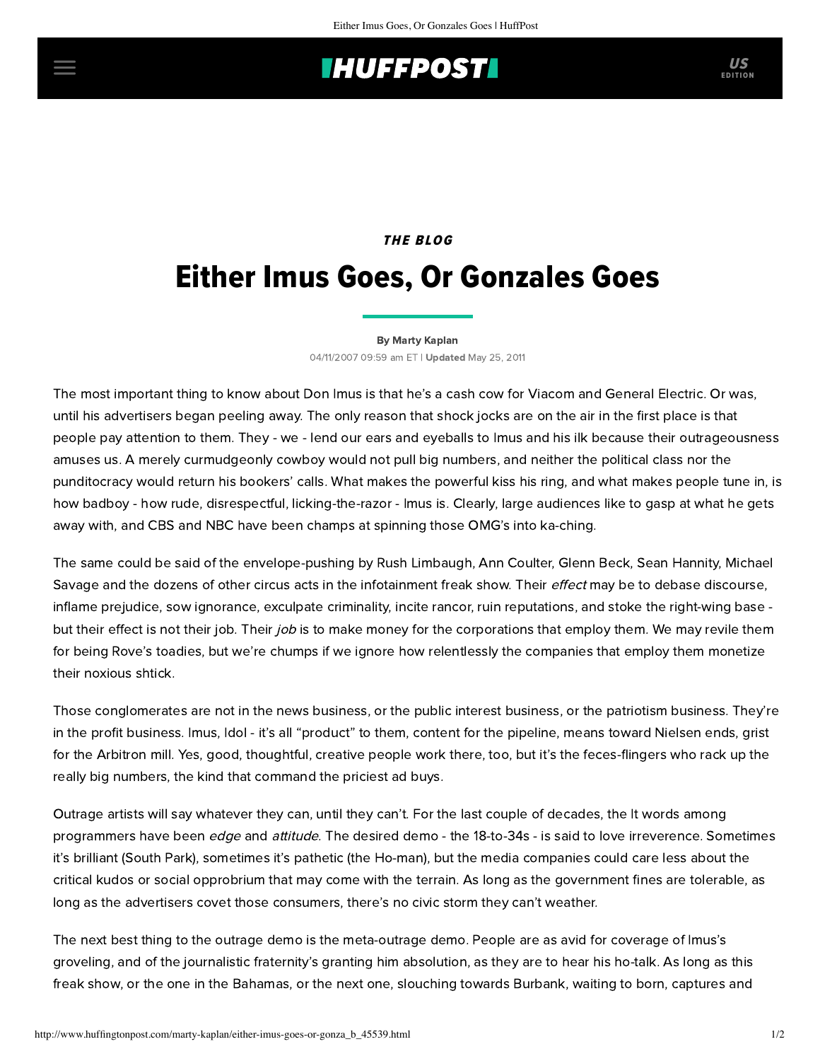*THE BLOG*

# Either Imus Goes, Or Gonzales Goes

**By Marty Kaplan**

04/11/2007 09:59 am ET | **Updated** May 25, 2011

The most important thing to know about Don Imus is that he's a cash cow for Viacom and General Electric. Or was, until his advertisers began peeling away. The only reason that shock jocks are on the air in the first place is that people pay attention to them. They - we - lend our ears and eyeballs to Imus and his ilk because their outrageousness amuses us. A merely curmudgeonly cowboy would not pull big numbers, and neither the political class nor the punditocracy would return his bookers' calls. What makes the powerful kiss his ring, and what makes people tune in, is how badboy - how rude, disrespectful, licking-the-razor - Imus is. Clearly, large audiences like to gasp at what he gets away with, and CBS and NBC have been champs at spinning those OMG's into ka-ching.

The same could be said of the envelope-pushing by Rush Limbaugh, Ann Coulter, Glenn Beck, Sean Hannity, Michael Savage and the dozens of other circus acts in the infotainment freak show. Their *effect* may be to debase discourse, inflame prejudice, sow ignorance, exculpate criminality, incite rancor, ruin reputations, and stoke the right-wing base - but their effect is not their job. Their *job* is to make money for the corporations that employ them. We may revile them for being Rove's toadies, but we're chumps if we ignore how relentlessly the companies that employ them monetize their noxious shtick.

Those conglomerates are not in the news business, or the public interest business, or the patriotism business. They're in the profit business. Imus, Idol - it's all "product" to them, content for the pipeline, means toward Nielsen ends, grist for the Arbitron mill. Yes, good, thoughtful, creative people work there, too, but it's the feces-flingers who rack up the really big numbers, the kind that command the priciest ad buys.

Outrage artists will say whatever they can, until they can't. For the last couple of decades, the It words among programmers have been *edge* and *attitude*. The desired demo - the 18-to-34s - is said to love irreverence. Sometimes it's brilliant (South Park), sometimes it's pathetic (the Ho-man), but the media companies could care less about the critical kudos or social opprobrium that may come with the terrain. As long as the government fines are tolerable, as long as the advertisers covet those consumers, there's no civic storm they can't weather.

The next best thing to the outrage demo is the meta-outrage demo. People are as avid for coverage of Imus's groveling, and of the journalistic fraternity's granting him absolution, as they are to hear his ho-talk. As long as this freak show, or the one in the Bahamas, or the next one, slouching towards Burbank, waiting to born, captures and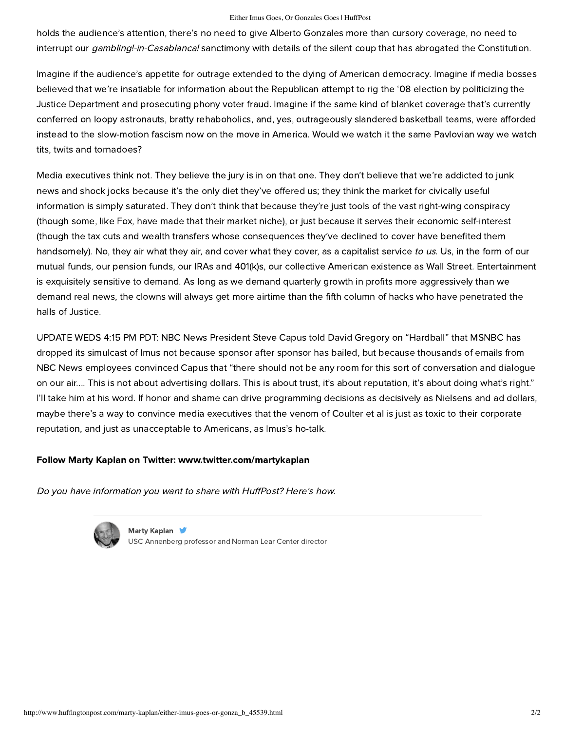holds the audience's attention, there's no need to give Alberto Gonzales more than cursory coverage, no need to interrupt our *gambling!-in-Casablanca!* sanctimony with details of the silent coup that has abrogated the Constitution.

Imagine if the audience's appetite for outrage extended to the dying of American democracy. Imagine if media bosses believed that we're insatiable for information about the Republican attempt to rig the '08 election by politicizing the Justice Department and prosecuting phony voter fraud. Imagine if the same kind of blanket coverage that's currently conferred on loopy astronauts, bratty rehaboholics, and, yes, outrageously slandered basketball teams, were afforded instead to the slow-motion fascism now on the move in America. Would we watch it the same Pavlovian way we watch tits, twits and tornadoes?

Media executives think not. They believe the jury is in on that one. They don't believe that we're addicted to junk news and shock jocks because it's the only diet they've offered us; they think the market for civically useful information is simply saturated. They don't think that because they're just tools of the vast right-wing conspiracy (though some, like Fox, have made that their market niche), or just because it serves their economic self-interest (though the tax cuts and wealth transfers whose consequences they've declined to cover have benefited them handsomely). No, they air what they air, and cover what they cover, as a capitalist service *to us*. Us, in the form of our mutual funds, our pension funds, our IRAs and 401(k)s, our collective American existence as Wall Street. Entertainment is exquisitely sensitive to demand. As long as we demand quarterly growth in profits more aggressively than we demand real news, the clowns will always get more airtime than the fifth column of hacks who have penetrated the halls of Justice.

UPDATE WEDS 4:15 PM PDT: NBC News President Steve Capus told David Gregory on "Hardball" that MSNBC has dropped its simulcast of Imus not because sponsor after sponsor has bailed, but because thousands of emails from NBC News employees convinced Capus that "there should not be any room for this sort of conversation and dialogue on our air.... This is not about advertising dollars. This is about trust, it's about reputation, it's about doing what's right." I'll take him at his word. If honor and shame can drive programming decisions as decisively as Nielsens and ad dollars, maybe there's a way to convince media executives that the venom of Coulter et al is just as toxic to their corporate reputation, and just as unacceptable to Americans, as Imus's ho-talk.

**Follow Marty Kaplan on Twitter: www.twitter.com/martykaplan**

*Do you have information you want to share with HuffPost? Here's how.*

**Marty Kaplan**
USC Annenberg professor and Norman Lear Center director